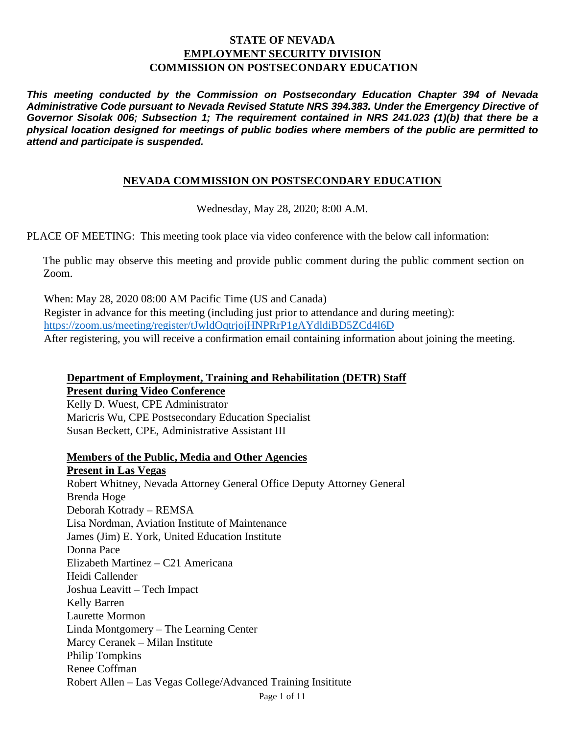**STATE OF NEVADA**
**EMPLOYMENT SECURITY DIVISION**
**COMMISSION ON POSTSECONDARY EDUCATION**

***This meeting conducted by the Commission on Postsecondary Education Chapter 394 of Nevada Administrative Code pursuant to Nevada Revised Statute NRS 394.383. Under the Emergency Directive of Governor Sisolak 006; Subsection 1; The requirement contained in NRS 241.023 (1)(b) that there be a physical location designed for meetings of public bodies where members of the public are permitted to attend and participate is suspended.***

## NEVADA COMMISSION ON POSTSECONDARY EDUCATION

Wednesday, May 28, 2020; 8:00 A.M.

PLACE OF MEETING: This meeting took place via video conference with the below call information:

The public may observe this meeting and provide public comment during the public comment section on Zoom.

When: May 28, 2020 08:00 AM Pacific Time (US and Canada)
Register in advance for this meeting (including just prior to attendance and during meeting):
https://zoom.us/meeting/register/tJwldOqtrjojHNPRrP1gAYdldiBD5ZCd4l6D
After registering, you will receive a confirmation email containing information about joining the meeting.

**Department of Employment, Training and Rehabilitation (DETR) Staff Present during Video Conference**
Kelly D. Wuest, CPE Administrator
Maricris Wu, CPE Postsecondary Education Specialist
Susan Beckett, CPE, Administrative Assistant III

**Members of the Public, Media and Other Agencies Present in Las Vegas**
Robert Whitney, Nevada Attorney General Office Deputy Attorney General
Brenda Hoge
Deborah Kotrady – REMSA
Lisa Nordman, Aviation Institute of Maintenance
James (Jim) E. York, United Education Institute
Donna Pace
Elizabeth Martinez – C21 Americana
Heidi Callender
Joshua Leavitt – Tech Impact
Kelly Barren
Laurette Mormon
Linda Montgomery – The Learning Center
Marcy Ceranek – Milan Institute
Philip Tompkins
Renee Coffman
Robert Allen – Las Vegas College/Advanced Training Insititute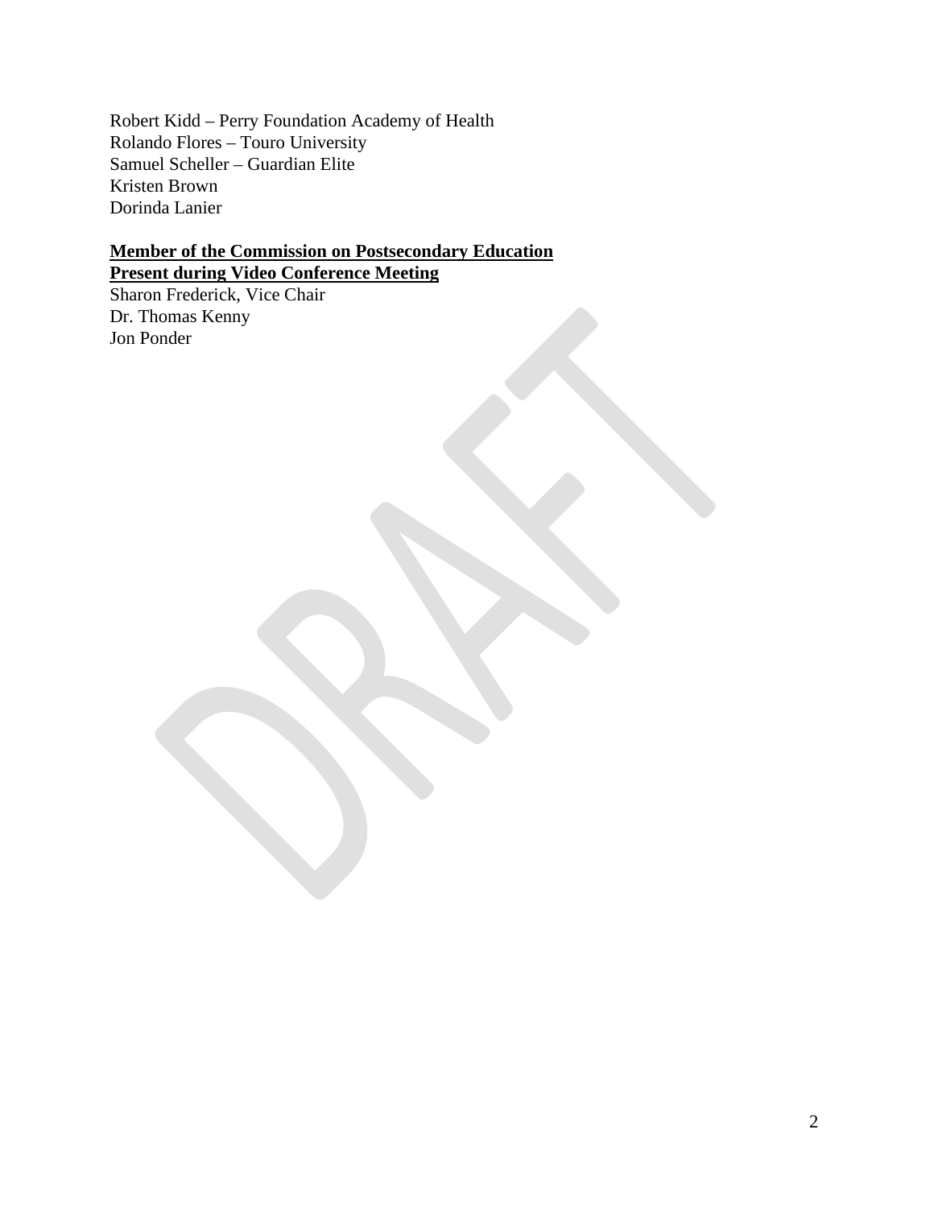Robert Kidd – Perry Foundation Academy of Health
Rolando Flores – Touro University
Samuel Scheller – Guardian Elite
Kristen Brown
Dorinda Lanier

**Member of the Commission on Postsecondary Education Present during Video Conference Meeting**

Sharon Frederick, Vice Chair
Dr. Thomas Kenny
Jon Ponder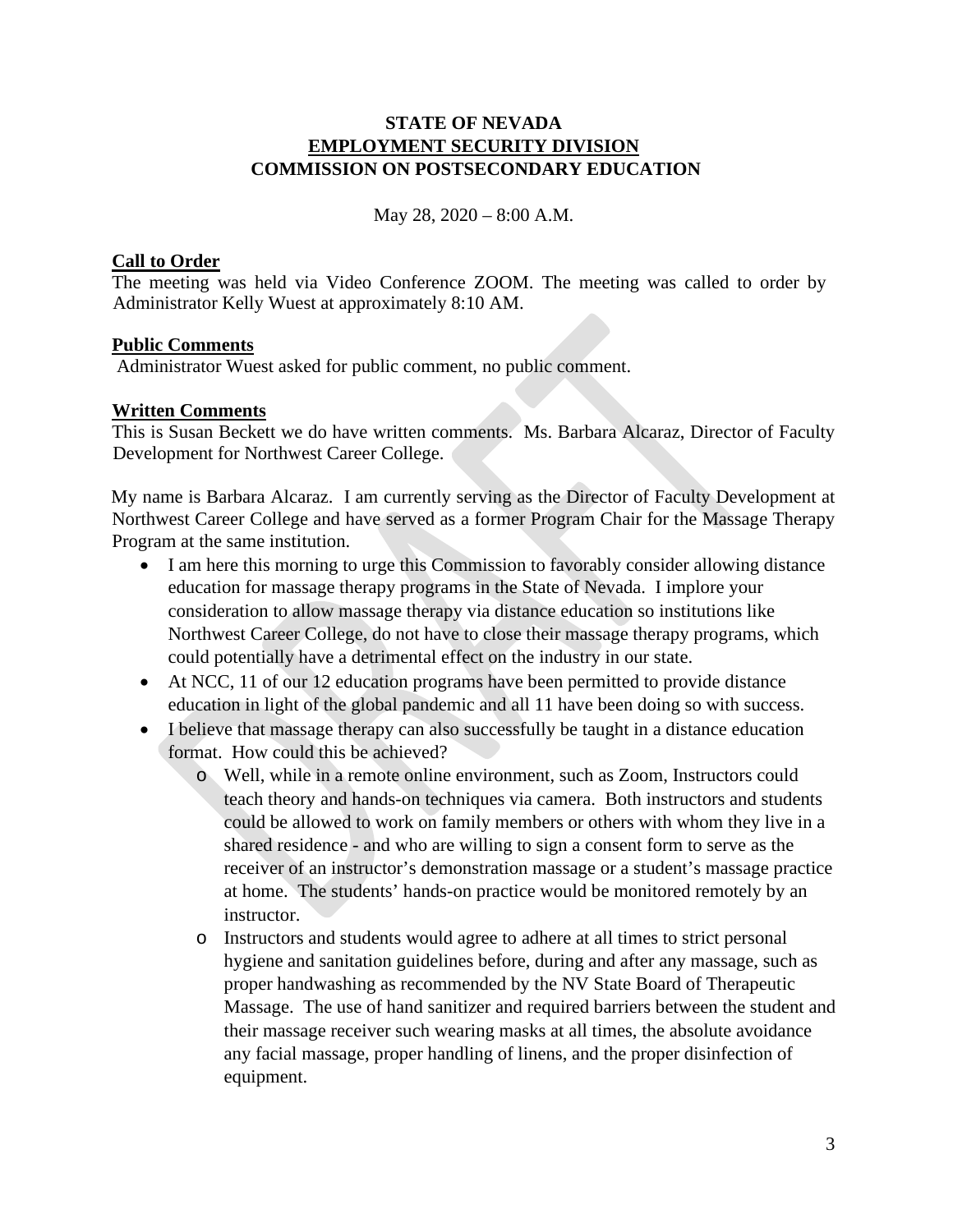**STATE OF NEVADA**
**EMPLOYMENT SECURITY DIVISION**
**COMMISSION ON POSTSECONDARY EDUCATION**

May 28, 2020 – 8:00 A.M.

**Call to Order**

The meeting was held via Video Conference ZOOM. The meeting was called to order by Administrator Kelly Wuest at approximately 8:10 AM.

**Public Comments**

Administrator Wuest asked for public comment, no public comment.

**Written Comments**

This is Susan Beckett we do have written comments. Ms. Barbara Alcaraz, Director of Faculty Development for Northwest Career College.

My name is Barbara Alcaraz. I am currently serving as the Director of Faculty Development at Northwest Career College and have served as a former Program Chair for the Massage Therapy Program at the same institution.

- I am here this morning to urge this Commission to favorably consider allowing distance education for massage therapy programs in the State of Nevada. I implore your consideration to allow massage therapy via distance education so institutions like Northwest Career College, do not have to close their massage therapy programs, which could potentially have a detrimental effect on the industry in our state.
- At NCC, 11 of our 12 education programs have been permitted to provide distance education in light of the global pandemic and all 11 have been doing so with success.
- I believe that massage therapy can also successfully be taught in a distance education format. How could this be achieved?
  - Well, while in a remote online environment, such as Zoom, Instructors could teach theory and hands-on techniques via camera. Both instructors and students could be allowed to work on family members or others with whom they live in a shared residence - and who are willing to sign a consent form to serve as the receiver of an instructor's demonstration massage or a student's massage practice at home. The students' hands-on practice would be monitored remotely by an instructor.
  - Instructors and students would agree to adhere at all times to strict personal hygiene and sanitation guidelines before, during and after any massage, such as proper handwashing as recommended by the NV State Board of Therapeutic Massage. The use of hand sanitizer and required barriers between the student and their massage receiver such wearing masks at all times, the absolute avoidance any facial massage, proper handling of linens, and the proper disinfection of equipment.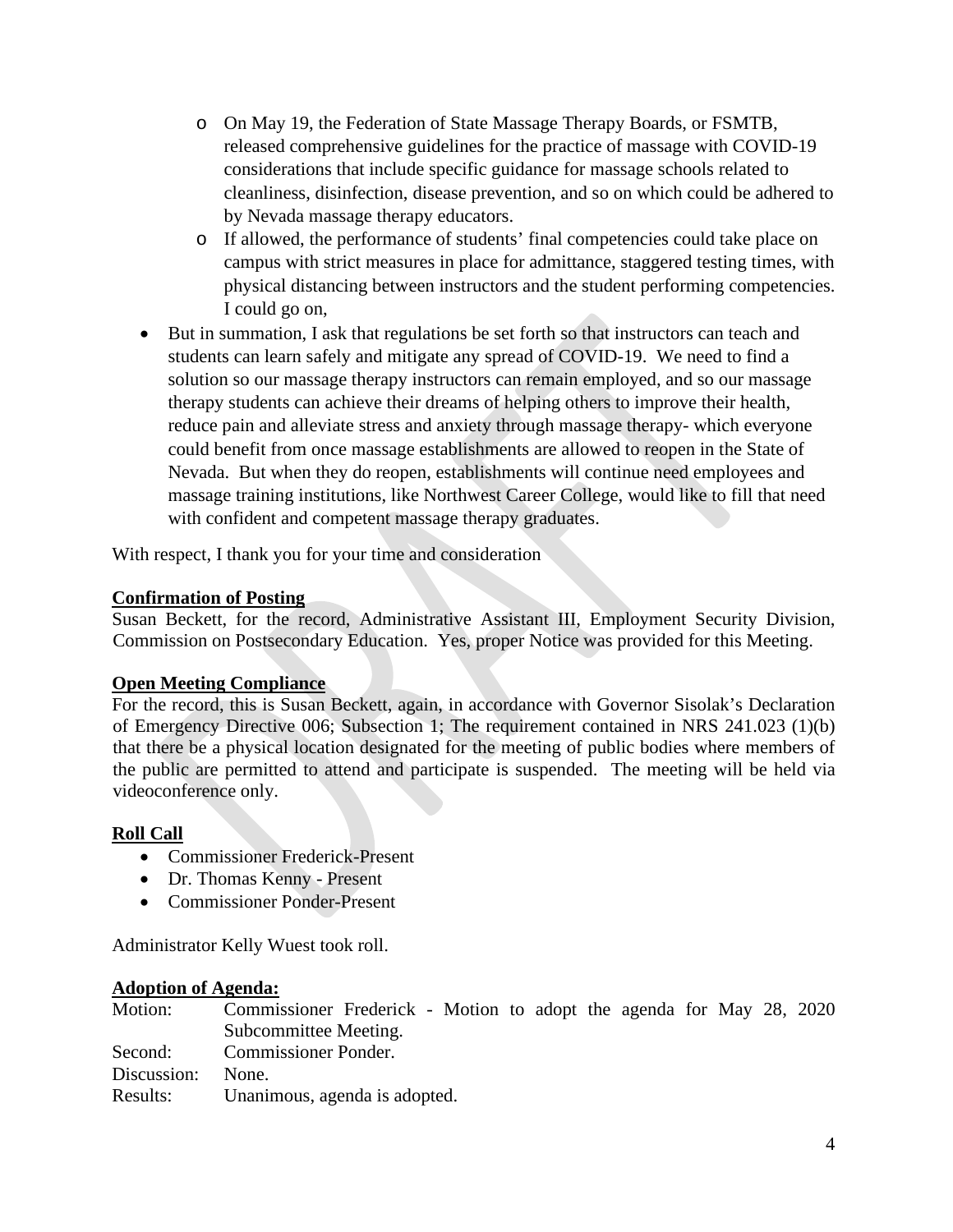- On May 19, the Federation of State Massage Therapy Boards, or FSMTB, released comprehensive guidelines for the practice of massage with COVID-19 considerations that include specific guidance for massage schools related to cleanliness, disinfection, disease prevention, and so on which could be adhered to by Nevada massage therapy educators.
    - If allowed, the performance of students' final competencies could take place on campus with strict measures in place for admittance, staggered testing times, with physical distancing between instructors and the student performing competencies. I could go on,
- But in summation, I ask that regulations be set forth so that instructors can teach and students can learn safely and mitigate any spread of COVID-19. We need to find a solution so our massage therapy instructors can remain employed, and so our massage therapy students can achieve their dreams of helping others to improve their health, reduce pain and alleviate stress and anxiety through massage therapy- which everyone could benefit from once massage establishments are allowed to reopen in the State of Nevada. But when they do reopen, establishments will continue need employees and massage training institutions, like Northwest Career College, would like to fill that need with confident and competent massage therapy graduates.

With respect, I thank you for your time and consideration

**Confirmation of Posting**

Susan Beckett, for the record, Administrative Assistant III, Employment Security Division, Commission on Postsecondary Education. Yes, proper Notice was provided for this Meeting.

**Open Meeting Compliance**

For the record, this is Susan Beckett, again, in accordance with Governor Sisolak's Declaration of Emergency Directive 006; Subsection 1; The requirement contained in NRS 241.023 (1)(b) that there be a physical location designated for the meeting of public bodies where members of the public are permitted to attend and participate is suspended. The meeting will be held via videoconference only.

**Roll Call**

- Commissioner Frederick-Present
- Dr. Thomas Kenny - Present
- Commissioner Ponder-Present

Administrator Kelly Wuest took roll.

**Adoption of Agenda:**

Motion: Commissioner Frederick - Motion to adopt the agenda for May 28, 2020 Subcommittee Meeting.
Second: Commissioner Ponder.
Discussion: None.
Results: Unanimous, agenda is adopted.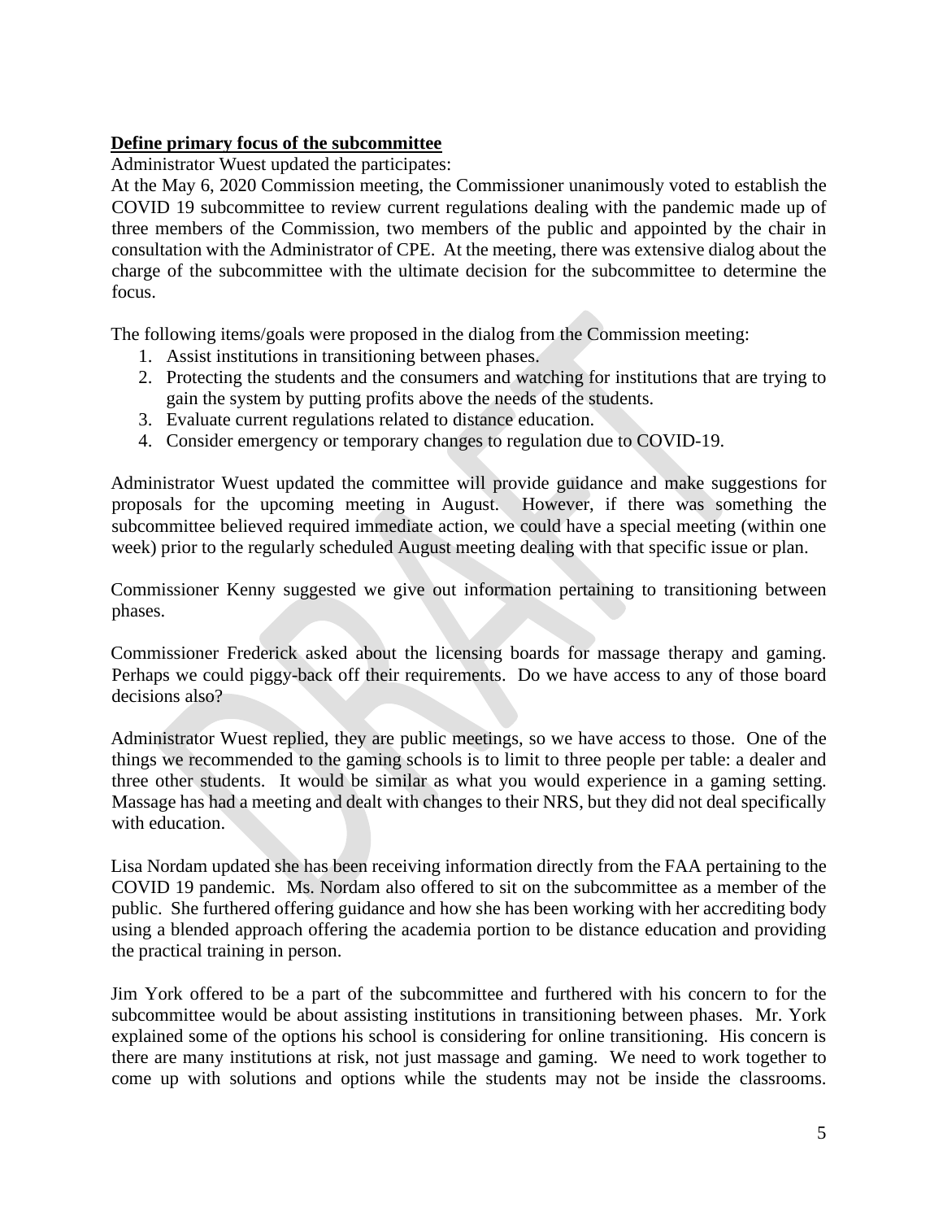**Define primary focus of the subcommittee**

Administrator Wuest updated the participates:

At the May 6, 2020 Commission meeting, the Commissioner unanimously voted to establish the COVID 19 subcommittee to review current regulations dealing with the pandemic made up of three members of the Commission, two members of the public and appointed by the chair in consultation with the Administrator of CPE. At the meeting, there was extensive dialog about the charge of the subcommittee with the ultimate decision for the subcommittee to determine the focus.

The following items/goals were proposed in the dialog from the Commission meeting:

1. Assist institutions in transitioning between phases.
2. Protecting the students and the consumers and watching for institutions that are trying to gain the system by putting profits above the needs of the students.
3. Evaluate current regulations related to distance education.
4. Consider emergency or temporary changes to regulation due to COVID-19.

Administrator Wuest updated the committee will provide guidance and make suggestions for proposals for the upcoming meeting in August. However, if there was something the subcommittee believed required immediate action, we could have a special meeting (within one week) prior to the regularly scheduled August meeting dealing with that specific issue or plan.

Commissioner Kenny suggested we give out information pertaining to transitioning between phases.

Commissioner Frederick asked about the licensing boards for massage therapy and gaming. Perhaps we could piggy-back off their requirements. Do we have access to any of those board decisions also?

Administrator Wuest replied, they are public meetings, so we have access to those. One of the things we recommended to the gaming schools is to limit to three people per table: a dealer and three other students. It would be similar as what you would experience in a gaming setting. Massage has had a meeting and dealt with changes to their NRS, but they did not deal specifically with education.

Lisa Nordam updated she has been receiving information directly from the FAA pertaining to the COVID 19 pandemic. Ms. Nordam also offered to sit on the subcommittee as a member of the public. She furthered offering guidance and how she has been working with her accrediting body using a blended approach offering the academia portion to be distance education and providing the practical training in person.

Jim York offered to be a part of the subcommittee and furthered with his concern to for the subcommittee would be about assisting institutions in transitioning between phases. Mr. York explained some of the options his school is considering for online transitioning. His concern is there are many institutions at risk, not just massage and gaming. We need to work together to come up with solutions and options while the students may not be inside the classrooms.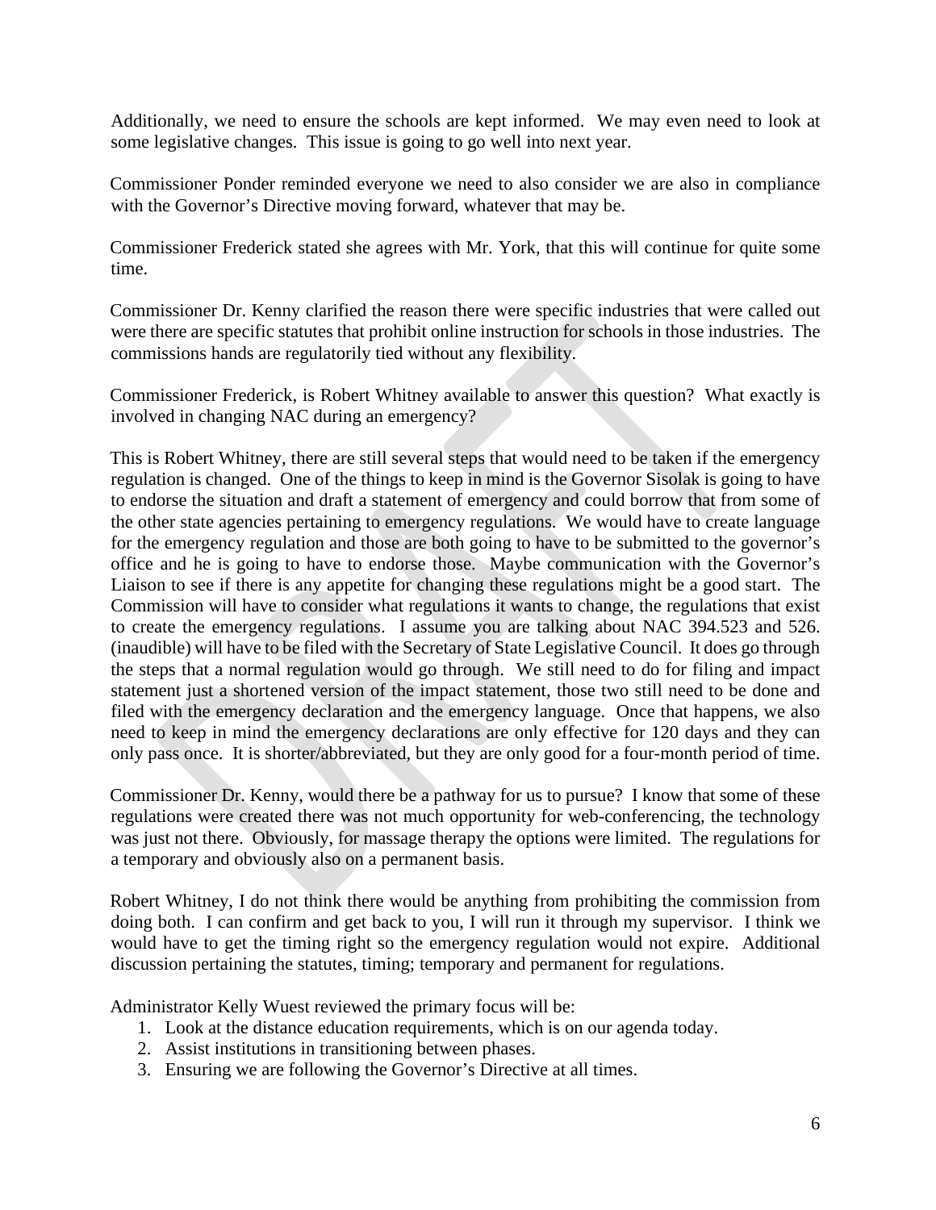Additionally, we need to ensure the schools are kept informed. We may even need to look at some legislative changes. This issue is going to go well into next year.

Commissioner Ponder reminded everyone we need to also consider we are also in compliance with the Governor's Directive moving forward, whatever that may be.

Commissioner Frederick stated she agrees with Mr. York, that this will continue for quite some time.

Commissioner Dr. Kenny clarified the reason there were specific industries that were called out were there are specific statutes that prohibit online instruction for schools in those industries. The commissions hands are regulatorily tied without any flexibility.

Commissioner Frederick, is Robert Whitney available to answer this question? What exactly is involved in changing NAC during an emergency?

This is Robert Whitney, there are still several steps that would need to be taken if the emergency regulation is changed. One of the things to keep in mind is the Governor Sisolak is going to have to endorse the situation and draft a statement of emergency and could borrow that from some of the other state agencies pertaining to emergency regulations. We would have to create language for the emergency regulation and those are both going to have to be submitted to the governor's office and he is going to have to endorse those. Maybe communication with the Governor's Liaison to see if there is any appetite for changing these regulations might be a good start. The Commission will have to consider what regulations it wants to change, the regulations that exist to create the emergency regulations. I assume you are talking about NAC 394.523 and 526. (inaudible) will have to be filed with the Secretary of State Legislative Council. It does go through the steps that a normal regulation would go through. We still need to do for filing and impact statement just a shortened version of the impact statement, those two still need to be done and filed with the emergency declaration and the emergency language. Once that happens, we also need to keep in mind the emergency declarations are only effective for 120 days and they can only pass once. It is shorter/abbreviated, but they are only good for a four-month period of time.

Commissioner Dr. Kenny, would there be a pathway for us to pursue? I know that some of these regulations were created there was not much opportunity for web-conferencing, the technology was just not there. Obviously, for massage therapy the options were limited. The regulations for a temporary and obviously also on a permanent basis.

Robert Whitney, I do not think there would be anything from prohibiting the commission from doing both. I can confirm and get back to you, I will run it through my supervisor. I think we would have to get the timing right so the emergency regulation would not expire. Additional discussion pertaining the statutes, timing; temporary and permanent for regulations.

Administrator Kelly Wuest reviewed the primary focus will be:

1. Look at the distance education requirements, which is on our agenda today.
2. Assist institutions in transitioning between phases.
3. Ensuring we are following the Governor's Directive at all times.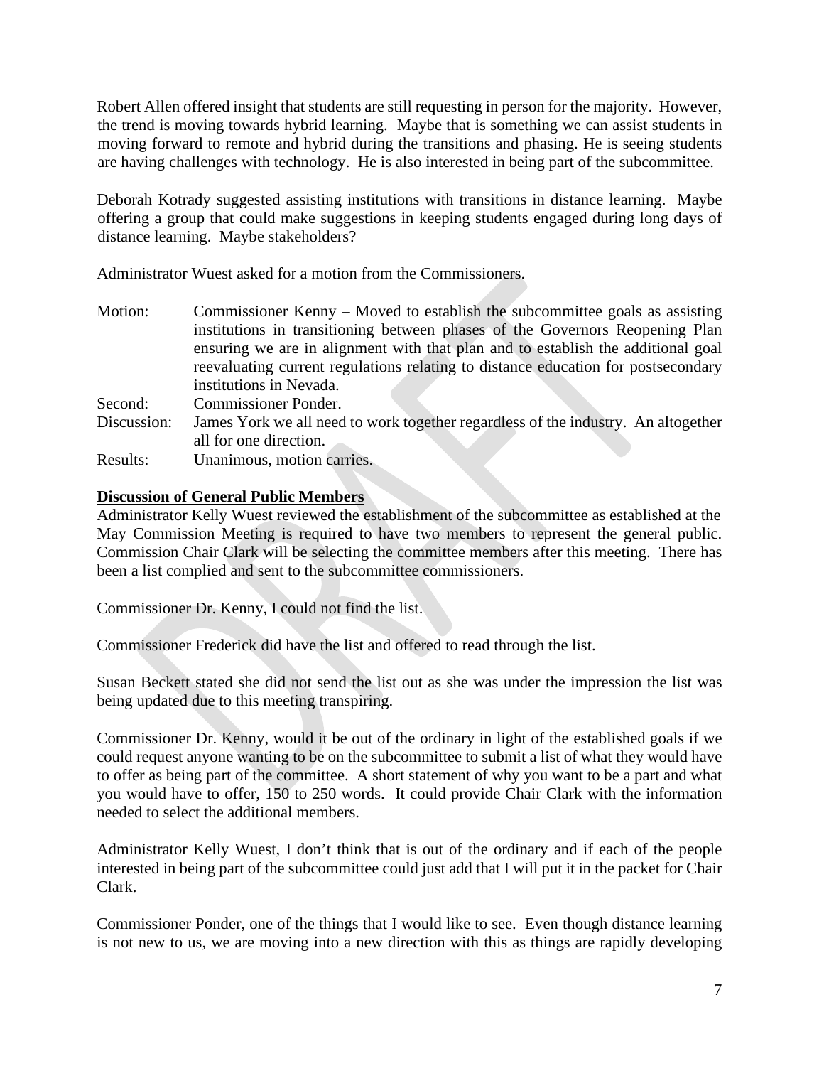Robert Allen offered insight that students are still requesting in person for the majority. However, the trend is moving towards hybrid learning. Maybe that is something we can assist students in moving forward to remote and hybrid during the transitions and phasing. He is seeing students are having challenges with technology. He is also interested in being part of the subcommittee.

Deborah Kotrady suggested assisting institutions with transitions in distance learning. Maybe offering a group that could make suggestions in keeping students engaged during long days of distance learning. Maybe stakeholders?

Administrator Wuest asked for a motion from the Commissioners.

| | |
|---|---|
| Motion: | Commissioner Kenny – Moved to establish the subcommittee goals as assisting institutions in transitioning between phases of the Governors Reopening Plan ensuring we are in alignment with that plan and to establish the additional goal reevaluating current regulations relating to distance education for postsecondary institutions in Nevada. |
| Second: | Commissioner Ponder. |
| Discussion: | James York we all need to work together regardless of the industry. An altogether all for one direction. |
| Results: | Unanimous, motion carries. |

**Discussion of General Public Members**

Administrator Kelly Wuest reviewed the establishment of the subcommittee as established at the May Commission Meeting is required to have two members to represent the general public. Commission Chair Clark will be selecting the committee members after this meeting. There has been a list complied and sent to the subcommittee commissioners.

Commissioner Dr. Kenny, I could not find the list.

Commissioner Frederick did have the list and offered to read through the list.

Susan Beckett stated she did not send the list out as she was under the impression the list was being updated due to this meeting transpiring.

Commissioner Dr. Kenny, would it be out of the ordinary in light of the established goals if we could request anyone wanting to be on the subcommittee to submit a list of what they would have to offer as being part of the committee. A short statement of why you want to be a part and what you would have to offer, 150 to 250 words. It could provide Chair Clark with the information needed to select the additional members.

Administrator Kelly Wuest, I don't think that is out of the ordinary and if each of the people interested in being part of the subcommittee could just add that I will put it in the packet for Chair Clark.

Commissioner Ponder, one of the things that I would like to see. Even though distance learning is not new to us, we are moving into a new direction with this as things are rapidly developing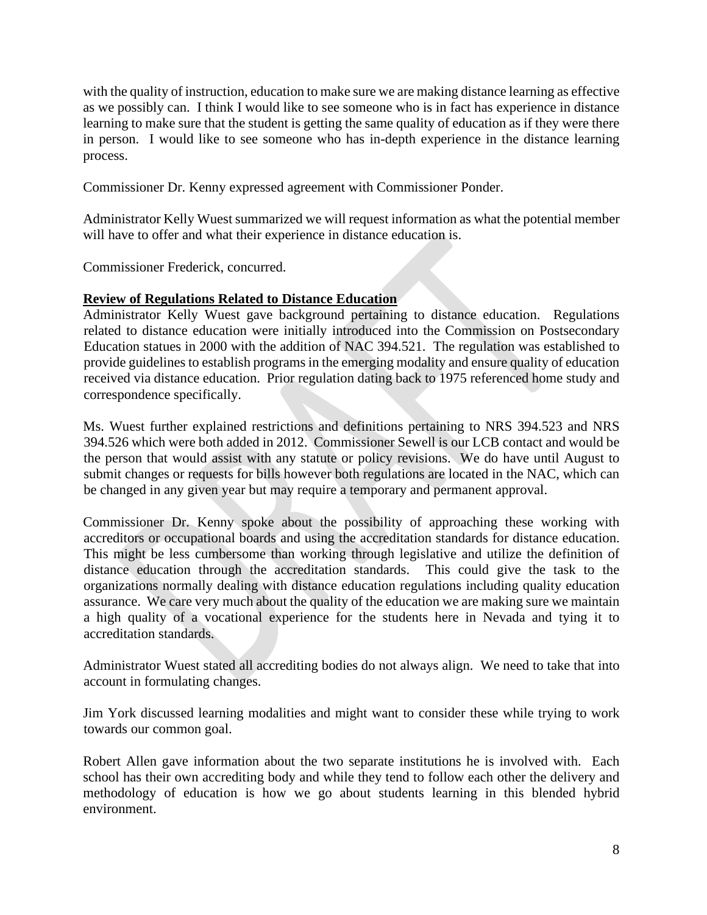with the quality of instruction, education to make sure we are making distance learning as effective as we possibly can. I think I would like to see someone who is in fact has experience in distance learning to make sure that the student is getting the same quality of education as if they were there in person. I would like to see someone who has in-depth experience in the distance learning process.

Commissioner Dr. Kenny expressed agreement with Commissioner Ponder.

Administrator Kelly Wuest summarized we will request information as what the potential member will have to offer and what their experience in distance education is.

Commissioner Frederick, concurred.

**Review of Regulations Related to Distance Education**

Administrator Kelly Wuest gave background pertaining to distance education. Regulations related to distance education were initially introduced into the Commission on Postsecondary Education statues in 2000 with the addition of NAC 394.521. The regulation was established to provide guidelines to establish programs in the emerging modality and ensure quality of education received via distance education. Prior regulation dating back to 1975 referenced home study and correspondence specifically.

Ms. Wuest further explained restrictions and definitions pertaining to NRS 394.523 and NRS 394.526 which were both added in 2012. Commissioner Sewell is our LCB contact and would be the person that would assist with any statute or policy revisions. We do have until August to submit changes or requests for bills however both regulations are located in the NAC, which can be changed in any given year but may require a temporary and permanent approval.

Commissioner Dr. Kenny spoke about the possibility of approaching these working with accreditors or occupational boards and using the accreditation standards for distance education. This might be less cumbersome than working through legislative and utilize the definition of distance education through the accreditation standards. This could give the task to the organizations normally dealing with distance education regulations including quality education assurance. We care very much about the quality of the education we are making sure we maintain a high quality of a vocational experience for the students here in Nevada and tying it to accreditation standards.

Administrator Wuest stated all accrediting bodies do not always align. We need to take that into account in formulating changes.

Jim York discussed learning modalities and might want to consider these while trying to work towards our common goal.

Robert Allen gave information about the two separate institutions he is involved with. Each school has their own accrediting body and while they tend to follow each other the delivery and methodology of education is how we go about students learning in this blended hybrid environment.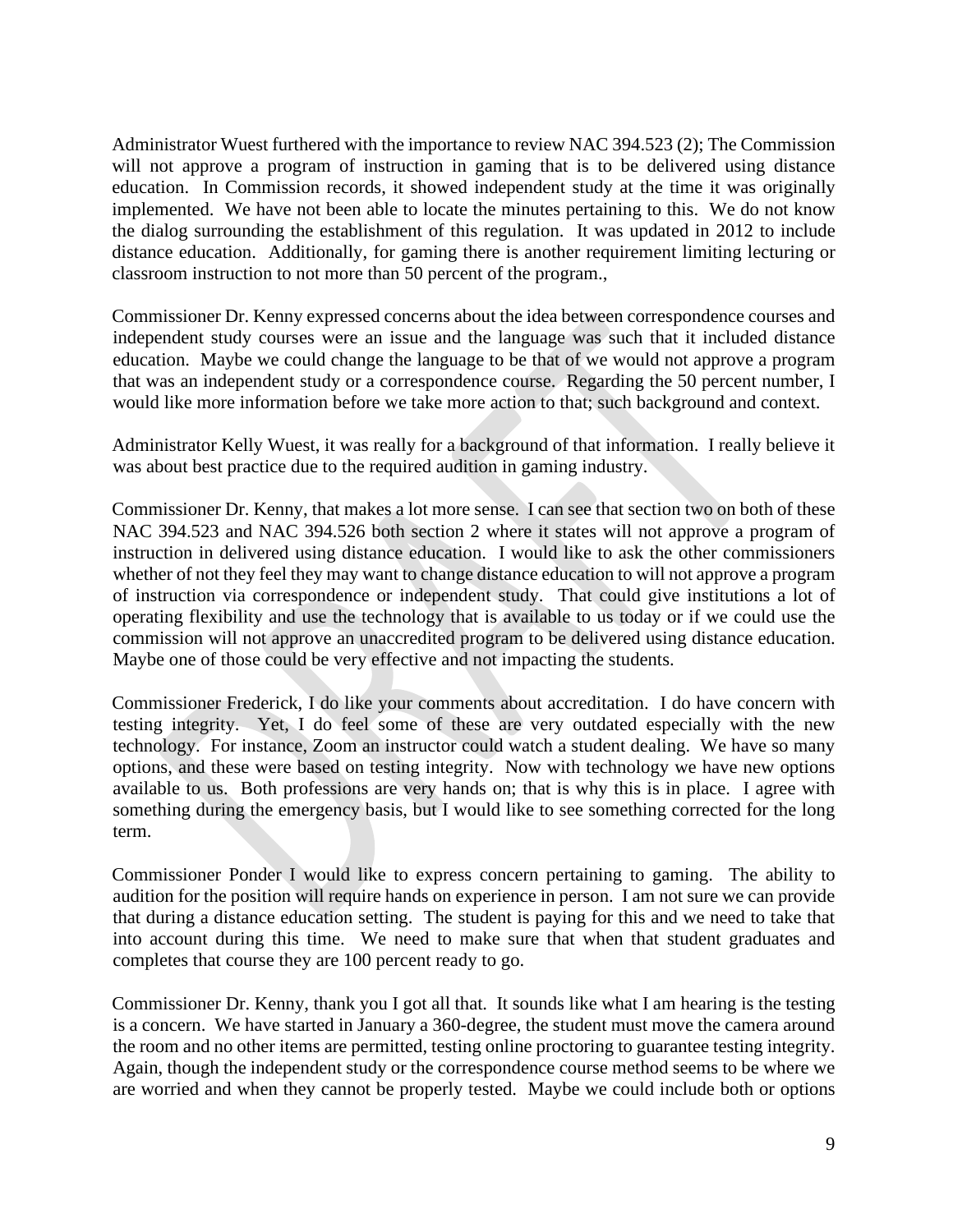Administrator Wuest furthered with the importance to review NAC 394.523 (2); The Commission will not approve a program of instruction in gaming that is to be delivered using distance education. In Commission records, it showed independent study at the time it was originally implemented. We have not been able to locate the minutes pertaining to this. We do not know the dialog surrounding the establishment of this regulation. It was updated in 2012 to include distance education. Additionally, for gaming there is another requirement limiting lecturing or classroom instruction to not more than 50 percent of the program.,

Commissioner Dr. Kenny expressed concerns about the idea between correspondence courses and independent study courses were an issue and the language was such that it included distance education. Maybe we could change the language to be that of we would not approve a program that was an independent study or a correspondence course. Regarding the 50 percent number, I would like more information before we take more action to that; such background and context.

Administrator Kelly Wuest, it was really for a background of that information. I really believe it was about best practice due to the required audition in gaming industry.

Commissioner Dr. Kenny, that makes a lot more sense. I can see that section two on both of these NAC 394.523 and NAC 394.526 both section 2 where it states will not approve a program of instruction in delivered using distance education. I would like to ask the other commissioners whether of not they feel they may want to change distance education to will not approve a program of instruction via correspondence or independent study. That could give institutions a lot of operating flexibility and use the technology that is available to us today or if we could use the commission will not approve an unaccredited program to be delivered using distance education. Maybe one of those could be very effective and not impacting the students.

Commissioner Frederick, I do like your comments about accreditation. I do have concern with testing integrity. Yet, I do feel some of these are very outdated especially with the new technology. For instance, Zoom an instructor could watch a student dealing. We have so many options, and these were based on testing integrity. Now with technology we have new options available to us. Both professions are very hands on; that is why this is in place. I agree with something during the emergency basis, but I would like to see something corrected for the long term.

Commissioner Ponder I would like to express concern pertaining to gaming. The ability to audition for the position will require hands on experience in person. I am not sure we can provide that during a distance education setting. The student is paying for this and we need to take that into account during this time. We need to make sure that when that student graduates and completes that course they are 100 percent ready to go.

Commissioner Dr. Kenny, thank you I got all that. It sounds like what I am hearing is the testing is a concern. We have started in January a 360-degree, the student must move the camera around the room and no other items are permitted, testing online proctoring to guarantee testing integrity. Again, though the independent study or the correspondence course method seems to be where we are worried and when they cannot be properly tested. Maybe we could include both or options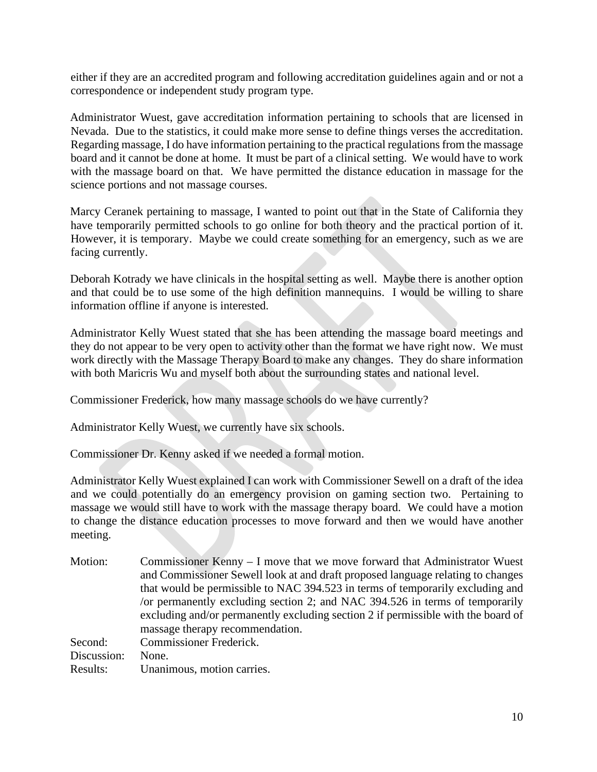either if they are an accredited program and following accreditation guidelines again and or not a correspondence or independent study program type.

Administrator Wuest, gave accreditation information pertaining to schools that are licensed in Nevada. Due to the statistics, it could make more sense to define things verses the accreditation. Regarding massage, I do have information pertaining to the practical regulations from the massage board and it cannot be done at home. It must be part of a clinical setting. We would have to work with the massage board on that. We have permitted the distance education in massage for the science portions and not massage courses.

Marcy Ceranek pertaining to massage, I wanted to point out that in the State of California they have temporarily permitted schools to go online for both theory and the practical portion of it. However, it is temporary. Maybe we could create something for an emergency, such as we are facing currently.

Deborah Kotrady we have clinicals in the hospital setting as well. Maybe there is another option and that could be to use some of the high definition mannequins. I would be willing to share information offline if anyone is interested.

Administrator Kelly Wuest stated that she has been attending the massage board meetings and they do not appear to be very open to activity other than the format we have right now. We must work directly with the Massage Therapy Board to make any changes. They do share information with both Maricris Wu and myself both about the surrounding states and national level.

Commissioner Frederick, how many massage schools do we have currently?

Administrator Kelly Wuest, we currently have six schools.

Commissioner Dr. Kenny asked if we needed a formal motion.

Administrator Kelly Wuest explained I can work with Commissioner Sewell on a draft of the idea and we could potentially do an emergency provision on gaming section two. Pertaining to massage we would still have to work with the massage therapy board. We could have a motion to change the distance education processes to move forward and then we would have another meeting.

Motion: Commissioner Kenny – I move that we move forward that Administrator Wuest and Commissioner Sewell look at and draft proposed language relating to changes that would be permissible to NAC 394.523 in terms of temporarily excluding and /or permanently excluding section 2; and NAC 394.526 in terms of temporarily excluding and/or permanently excluding section 2 if permissible with the board of massage therapy recommendation.

Second: Commissioner Frederick.

Discussion: None.

Results: Unanimous, motion carries.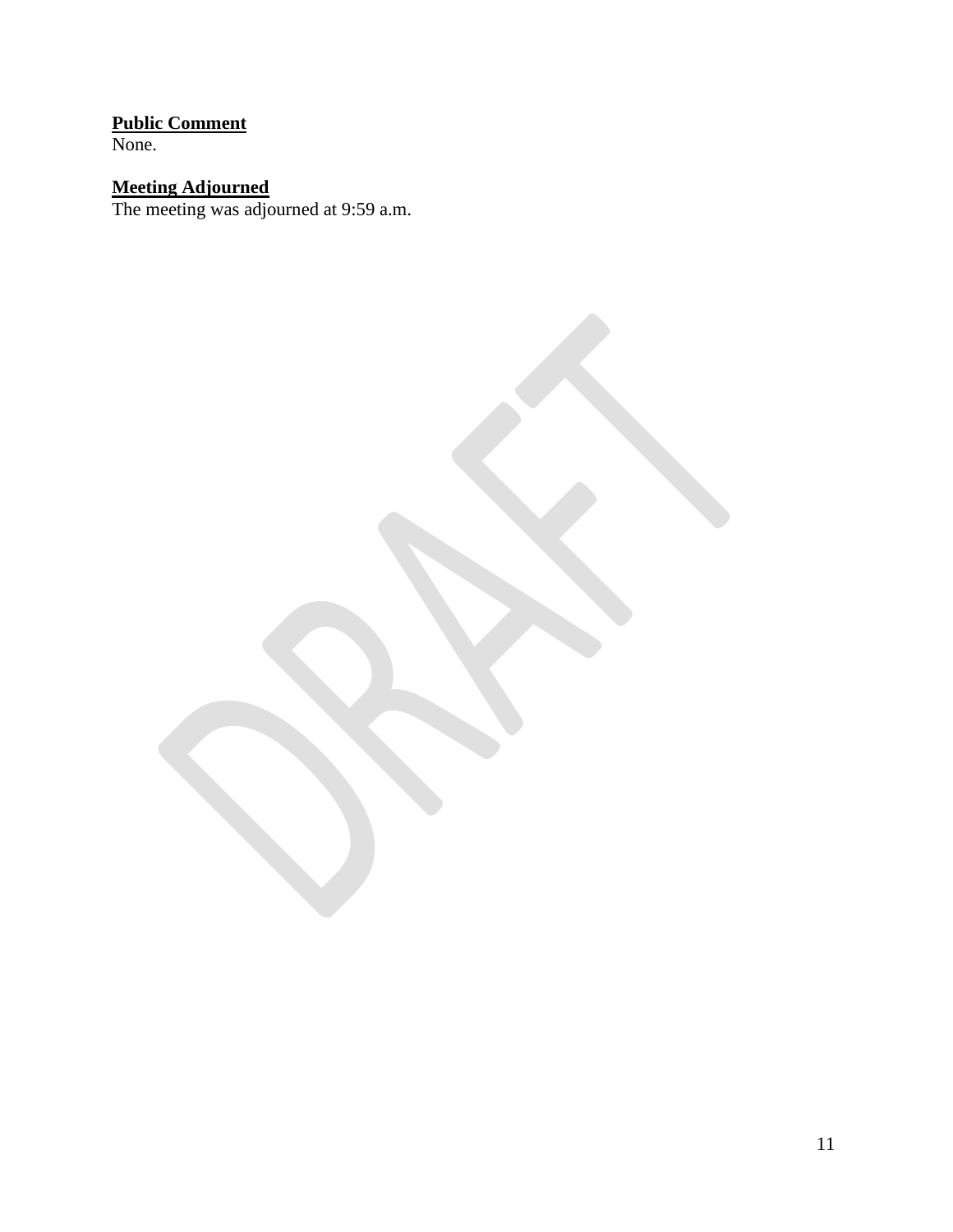**Public Comment**

None.

**Meeting Adjourned**

The meeting was adjourned at 9:59 a.m.